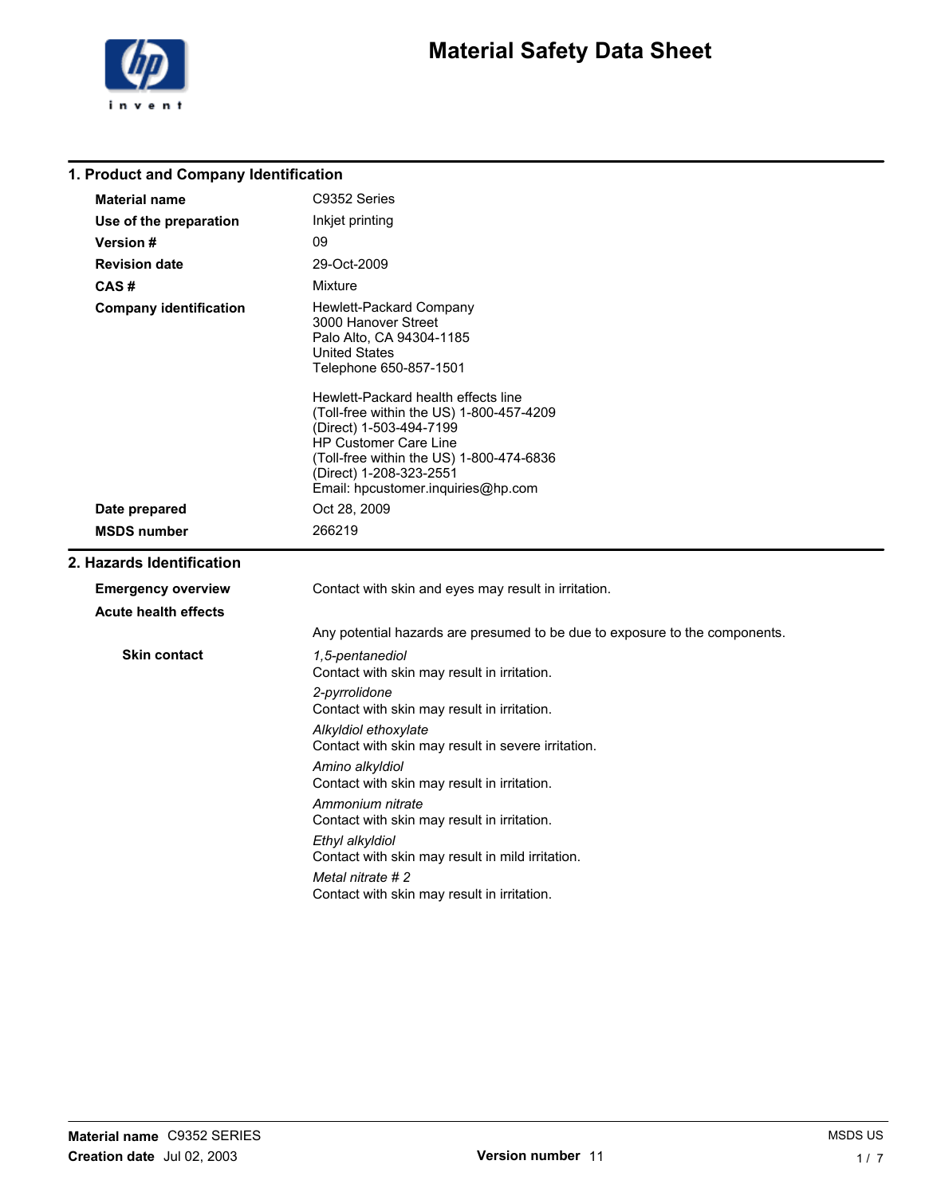# Material Safety Data Sheet

## 1. Product and Company Identification

**Material name** C9352 Series

**Use of the preparation** Inkjet printing

**Version #** 09

**Revision date** 29-Oct-2009

**CAS #** Mixture

**Company identification**
Hewlett-Packard Company
3000 Hanover Street
Palo Alto, CA 94304-1185
United States
Telephone 650-857-1501

Hewlett-Packard health effects line
(Toll-free within the US) 1-800-457-4209
(Direct) 1-503-494-7199
HP Customer Care Line
(Toll-free within the US) 1-800-474-6836
(Direct) 1-208-323-2551
Email: hpcustomer.inquiries@hp.com

**Date prepared** Oct 28, 2009

**MSDS number** 266219

## 2. Hazards Identification

**Emergency overview** Contact with skin and eyes may result in irritation.

**Acute health effects**

Any potential hazards are presumed to be due to exposure to the components.

**Skin contact**

*1,5-pentanediol*
Contact with skin may result in irritation.

*2-pyrrolidone*
Contact with skin may result in irritation.

*Alkyldiol ethoxylate*
Contact with skin may result in severe irritation.

*Amino alkyldiol*
Contact with skin may result in irritation.

*Ammonium nitrate*
Contact with skin may result in irritation.

*Ethyl alkyldiol*
Contact with skin may result in mild irritation.

*Metal nitrate # 2*
Contact with skin may result in irritation.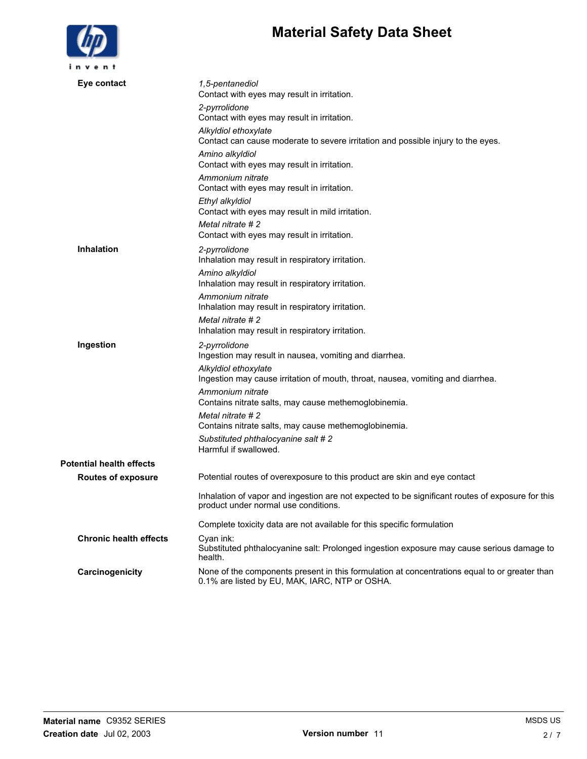**Eye contact**

*1,5-pentanediol*
Contact with eyes may result in irritation.

*2-pyrrolidone*
Contact with eyes may result in irritation.

*Alkyldiol ethoxylate*
Contact can cause moderate to severe irritation and possible injury to the eyes.

*Amino alkyldiol*
Contact with eyes may result in irritation.

*Ammonium nitrate*
Contact with eyes may result in irritation.

*Ethyl alkyldiol*
Contact with eyes may result in mild irritation.

*Metal nitrate # 2*
Contact with eyes may result in irritation.

**Inhalation**

*2-pyrrolidone*
Inhalation may result in respiratory irritation.

*Amino alkyldiol*
Inhalation may result in respiratory irritation.

*Ammonium nitrate*
Inhalation may result in respiratory irritation.

*Metal nitrate # 2*
Inhalation may result in respiratory irritation.

**Ingestion**

*2-pyrrolidone*
Ingestion may result in nausea, vomiting and diarrhea.

*Alkyldiol ethoxylate*
Ingestion may cause irritation of mouth, throat, nausea, vomiting and diarrhea.

*Ammonium nitrate*
Contains nitrate salts, may cause methemoglobinemia.

*Metal nitrate # 2*
Contains nitrate salts, may cause methemoglobinemia.

*Substituted phthalocyanine salt # 2*
Harmful if swallowed.

**Potential health effects**

**Routes of exposure**

Potential routes of overexposure to this product are skin and eye contact

Inhalation of vapor and ingestion are not expected to be significant routes of exposure for this product under normal use conditions.

Complete toxicity data are not available for this specific formulation

**Chronic health effects**

Cyan ink:
Substituted phthalocyanine salt: Prolonged ingestion exposure may cause serious damage to health.

**Carcinogenicity**

None of the components present in this formulation at concentrations equal to or greater than 0.1% are listed by EU, MAK, IARC, NTP or OSHA.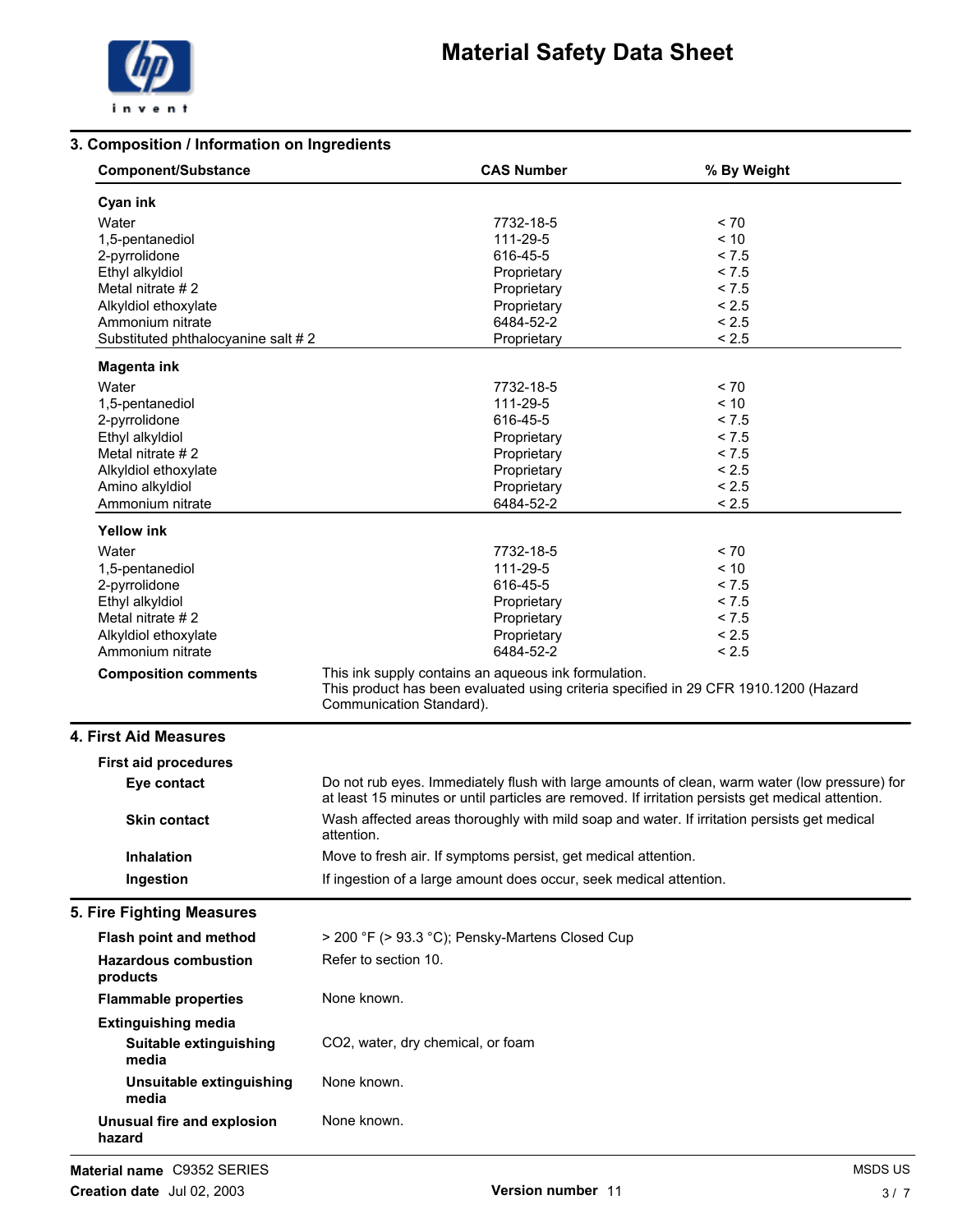## 3. Composition / Information on Ingredients

| Component/Substance | CAS Number | % By Weight |
|---|---|---|
| **Cyan ink** | | |
| Water | 7732-18-5 | < 70 |
| 1,5-pentanediol | 111-29-5 | < 10 |
| 2-pyrrolidone | 616-45-5 | < 7.5 |
| Ethyl alkyldiol | Proprietary | < 7.5 |
| Metal nitrate # 2 | Proprietary | < 7.5 |
| Alkyldiol ethoxylate | Proprietary | < 2.5 |
| Ammonium nitrate | 6484-52-2 | < 2.5 |
| Substituted phthalocyanine salt # 2 | Proprietary | < 2.5 |
| **Magenta ink** | | |
| Water | 7732-18-5 | < 70 |
| 1,5-pentanediol | 111-29-5 | < 10 |
| 2-pyrrolidone | 616-45-5 | < 7.5 |
| Ethyl alkyldiol | Proprietary | < 7.5 |
| Metal nitrate # 2 | Proprietary | < 7.5 |
| Alkyldiol ethoxylate | Proprietary | < 2.5 |
| Amino alkyldiol | Proprietary | < 2.5 |
| Ammonium nitrate | 6484-52-2 | < 2.5 |
| **Yellow ink** | | |
| Water | 7732-18-5 | < 70 |
| 1,5-pentanediol | 111-29-5 | < 10 |
| 2-pyrrolidone | 616-45-5 | < 7.5 |
| Ethyl alkyldiol | Proprietary | < 7.5 |
| Metal nitrate # 2 | Proprietary | < 7.5 |
| Alkyldiol ethoxylate | Proprietary | < 2.5 |
| Ammonium nitrate | 6484-52-2 | < 2.5 |

**Composition comments** This ink supply contains an aqueous ink formulation.
This product has been evaluated using criteria specified in 29 CFR 1910.1200 (Hazard Communication Standard).

## 4. First Aid Measures

**First aid procedures**

**Eye contact** Do not rub eyes. Immediately flush with large amounts of clean, warm water (low pressure) for at least 15 minutes or until particles are removed. If irritation persists get medical attention.

**Skin contact** Wash affected areas thoroughly with mild soap and water. If irritation persists get medical attention.

**Inhalation** Move to fresh air. If symptoms persist, get medical attention.

**Ingestion** If ingestion of a large amount does occur, seek medical attention.

## 5. Fire Fighting Measures

**Flash point and method** > 200 °F (> 93.3 °C); Pensky-Martens Closed Cup

**Hazardous combustion products** Refer to section 10.

**Flammable properties** None known.

**Extinguishing media**

**Suitable extinguishing media** $CO_2$, water, dry chemical, or foam

**Unsuitable extinguishing media** None known.

**Unusual fire and explosion hazard** None known.

**Material name** C9352 SERIES
**Creation date** Jul 02, 2003 **Version number** 11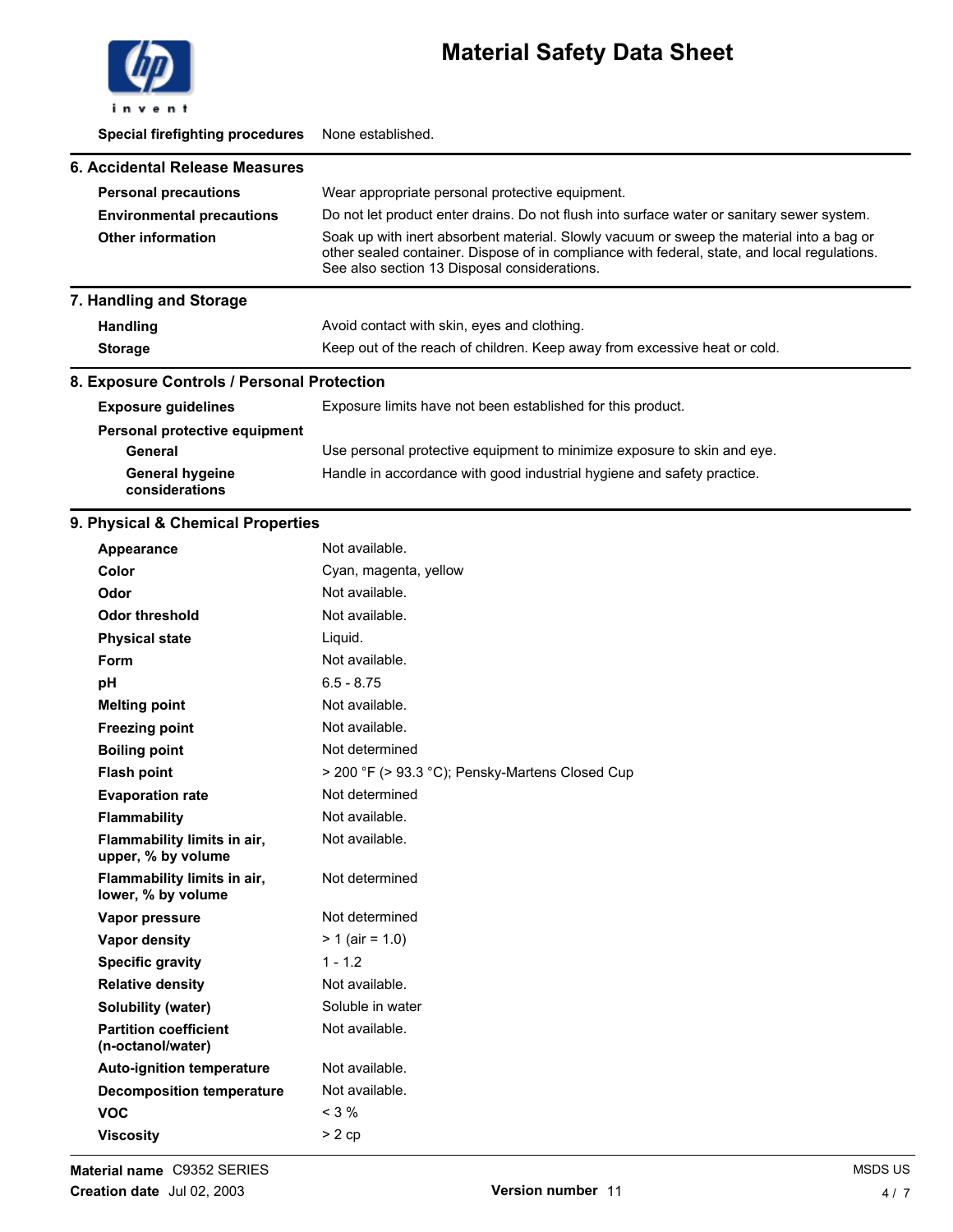| | |
|---|---|
| **Special firefighting procedures** | None established. |

## 6. Accidental Release Measures

| | |
|---|---|
| **Personal precautions** | Wear appropriate personal protective equipment. |
| **Environmental precautions** | Do not let product enter drains. Do not flush into surface water or sanitary sewer system. |
| **Other information** | Soak up with inert absorbent material. Slowly vacuum or sweep the material into a bag or other sealed container. Dispose of in compliance with federal, state, and local regulations. See also section 13 Disposal considerations. |

## 7. Handling and Storage

| | |
|---|---|
| **Handling** | Avoid contact with skin, eyes and clothing. |
| **Storage** | Keep out of the reach of children. Keep away from excessive heat or cold. |

## 8. Exposure Controls / Personal Protection

| | |
|---|---|
| **Exposure guidelines** | Exposure limits have not been established for this product. |
| **Personal protective equipment** | |
| **General** | Use personal protective equipment to minimize exposure to skin and eye. |
| **General hygeine considerations** | Handle in accordance with good industrial hygiene and safety practice. |

## 9. Physical & Chemical Properties

| | |
|---|---|
| **Appearance** | Not available. |
| **Color** | Cyan, magenta, yellow |
| **Odor** | Not available. |
| **Odor threshold** | Not available. |
| **Physical state** | Liquid. |
| **Form** | Not available. |
| **pH** | 6.5 - 8.75 |
| **Melting point** | Not available. |
| **Freezing point** | Not available. |
| **Boiling point** | Not determined |
| **Flash point** | > 200 °F (> 93.3 °C); Pensky-Martens Closed Cup |
| **Evaporation rate** | Not determined |
| **Flammability** | Not available. |
| **Flammability limits in air, upper, % by volume** | Not available. |
| **Flammability limits in air, lower, % by volume** | Not determined |
| **Vapor pressure** | Not determined |
| **Vapor density** | > 1 (air = 1.0) |
| **Specific gravity** | 1 - 1.2 |
| **Relative density** | Not available. |
| **Solubility (water)** | Soluble in water |
| **Partition coefficient (n-octanol/water)** | Not available. |
| **Auto-ignition temperature** | Not available. |
| **Decomposition temperature** | Not available. |
| **VOC** | < 3 % |
| **Viscosity** | > 2 cp |

**Material name** C9352 SERIES
**Creation date** Jul 02, 2003
**Version number** 11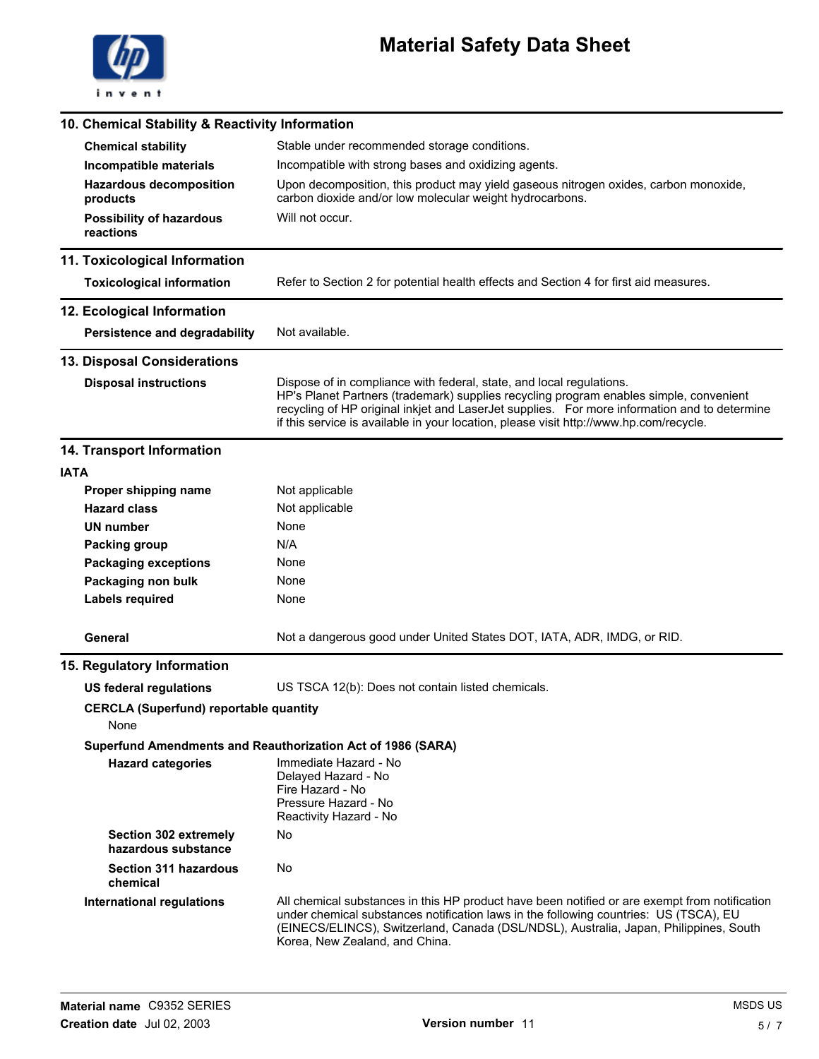## 10. Chemical Stability & Reactivity Information

| | |
|---|---|
| **Chemical stability** | Stable under recommended storage conditions. |
| **Incompatible materials** | Incompatible with strong bases and oxidizing agents. |
| **Hazardous decomposition products** | Upon decomposition, this product may yield gaseous nitrogen oxides, carbon monoxide, carbon dioxide and/or low molecular weight hydrocarbons. |
| **Possibility of hazardous reactions** | Will not occur. |

## 11. Toxicological Information

| | |
|---|---|
| **Toxicological information** | Refer to Section 2 for potential health effects and Section 4 for first aid measures. |

## 12. Ecological Information

| | |
|---|---|
| **Persistence and degradability** | Not available. |

## 13. Disposal Considerations

| | |
|---|---|
| **Disposal instructions** | Dispose of in compliance with federal, state, and local regulations. HP's Planet Partners (trademark) supplies recycling program enables simple, convenient recycling of HP original inkjet and LaserJet supplies. For more information and to determine if this service is available in your location, please visit http://www.hp.com/recycle. |

## 14. Transport Information

**IATA**

| | |
|---|---|
| **Proper shipping name** | Not applicable |
| **Hazard class** | Not applicable |
| **UN number** | None |
| **Packing group** | N/A |
| **Packaging exceptions** | None |
| **Packaging non bulk** | None |
| **Labels required** | None |
| **General** | Not a dangerous good under United States DOT, IATA, ADR, IMDG, or RID. |

## 15. Regulatory Information

**US federal regulations** US TSCA 12(b): Does not contain listed chemicals.

**CERCLA (Superfund) reportable quantity**

None

**Superfund Amendments and Reauthorization Act of 1986 (SARA)**

| | |
|---|---|
| **Hazard categories** | Immediate Hazard - No<br>Delayed Hazard - No<br>Fire Hazard - No<br>Pressure Hazard - No<br>Reactivity Hazard - No |
| **Section 302 extremely hazardous substance** | No |
| **Section 311 hazardous chemical** | No |

**International regulations** All chemical substances in this HP product have been notified or are exempt from notification under chemical substances notification laws in the following countries: US (TSCA), EU (EINECS/ELINCS), Switzerland, Canada (DSL/NDSL), Australia, Japan, Philippines, South Korea, New Zealand, and China.

**Material name** C9352 SERIES
**Creation date** Jul 02, 2003
**Version number** 11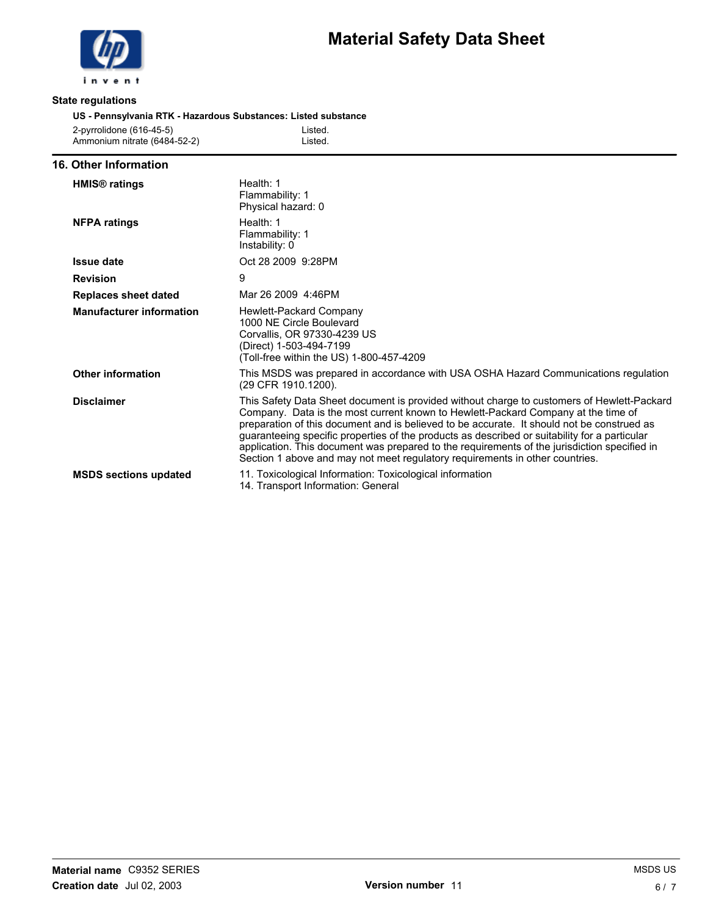### State regulations

**US - Pennsylvania RTK - Hazardous Substances: Listed substance**

| | |
|---|---|
| 2-pyrrolidone (616-45-5) | Listed. |
| Ammonium nitrate (6484-52-2) | Listed. |

## 16. Other Information

**HMIS® ratings**

Health: 1
Flammability: 1
Physical hazard: 0

**NFPA ratings**

Health: 1
Flammability: 1
Instability: 0

**Issue date**

Oct 28 2009 9:28PM

**Revision**

9

**Replaces sheet dated**

Mar 26 2009 4:46PM

**Manufacturer information**

Hewlett-Packard Company
1000 NE Circle Boulevard
Corvallis, OR 97330-4239 US
(Direct) 1-503-494-7199
(Toll-free within the US) 1-800-457-4209

**Other information**

This MSDS was prepared in accordance with USA OSHA Hazard Communications regulation (29 CFR 1910.1200).

**Disclaimer**

This Safety Data Sheet document is provided without charge to customers of Hewlett-Packard Company. Data is the most current known to Hewlett-Packard Company at the time of preparation of this document and is believed to be accurate. It should not be construed as guaranteeing specific properties of the products as described or suitability for a particular application. This document was prepared to the requirements of the jurisdiction specified in Section 1 above and may not meet regulatory requirements in other countries.

**MSDS sections updated**

11. Toxicological Information: Toxicological information
14. Transport Information: General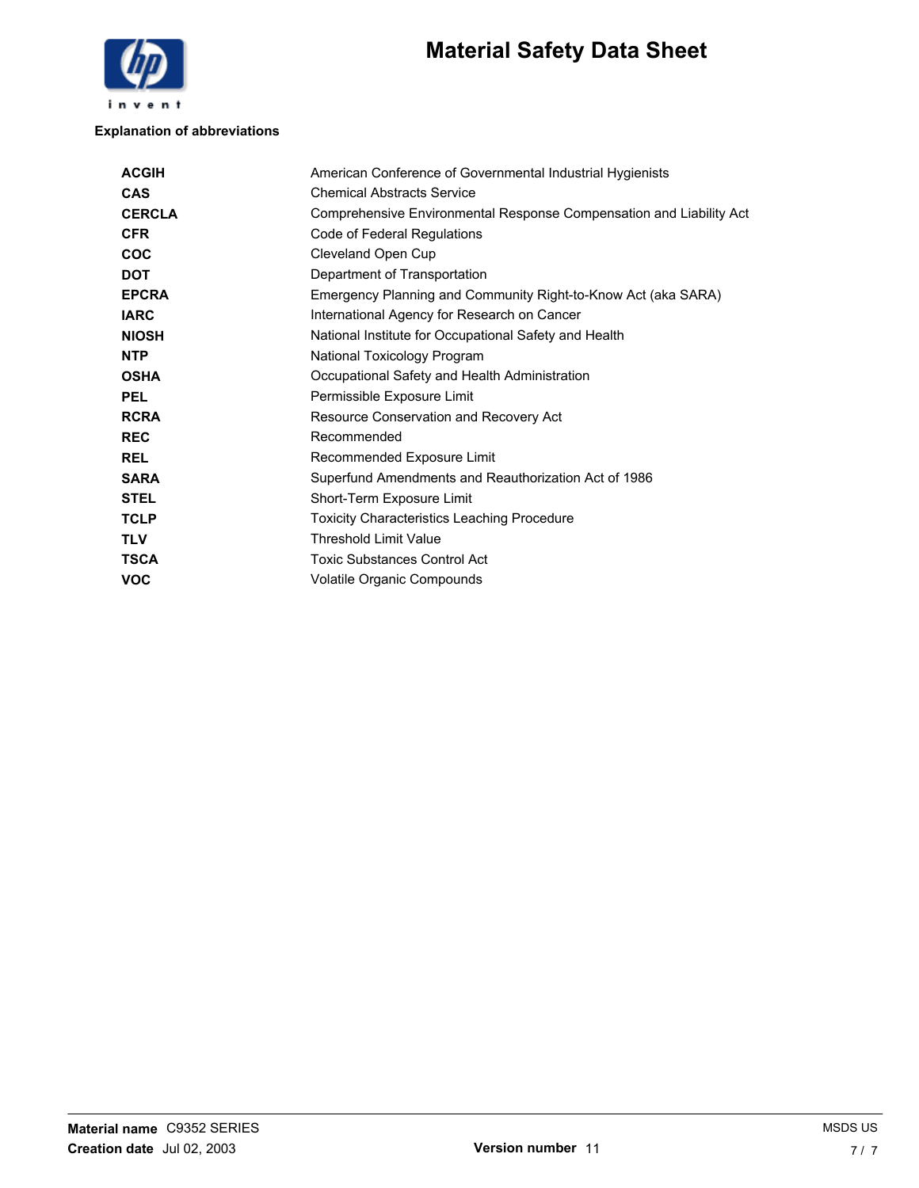**Explanation of abbreviations**

| | |
|---|---|
| **ACGIH** | American Conference of Governmental Industrial Hygienists |
| **CAS** | Chemical Abstracts Service |
| **CERCLA** | Comprehensive Environmental Response Compensation and Liability Act |
| **CFR** | Code of Federal Regulations |
| **COC** | Cleveland Open Cup |
| **DOT** | Department of Transportation |
| **EPCRA** | Emergency Planning and Community Right-to-Know Act (aka SARA) |
| **IARC** | International Agency for Research on Cancer |
| **NIOSH** | National Institute for Occupational Safety and Health |
| **NTP** | National Toxicology Program |
| **OSHA** | Occupational Safety and Health Administration |
| **PEL** | Permissible Exposure Limit |
| **RCRA** | Resource Conservation and Recovery Act |
| **REC** | Recommended |
| **REL** | Recommended Exposure Limit |
| **SARA** | Superfund Amendments and Reauthorization Act of 1986 |
| **STEL** | Short-Term Exposure Limit |
| **TCLP** | Toxicity Characteristics Leaching Procedure |
| **TLV** | Threshold Limit Value |
| **TSCA** | Toxic Substances Control Act |
| **VOC** | Volatile Organic Compounds |